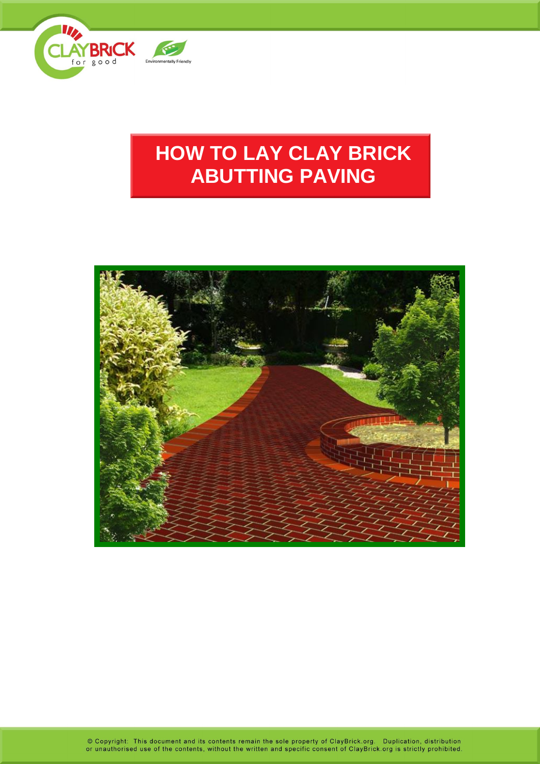# HOW TO LAY CLAY BRICK ABUTTING PAVING

© Copyright: This document and its contents remain the sole property of ClayBrick.org. Duplication, distribution or unauthorised use of the contents, without the written and specific consent of ClayBrick.org is strictly prohibited.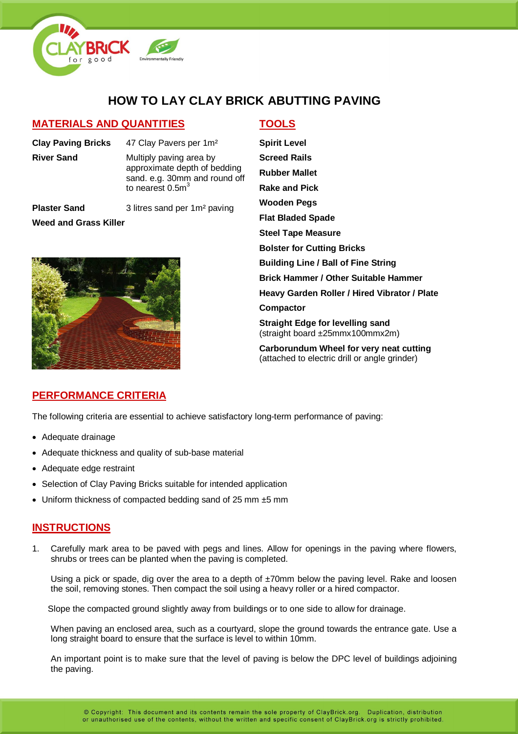# HOW TO LAY CLAY BRICK ABUTTING PAVING

## MATERIALS AND QUANTITIES

| | |
|---|---|
| **Clay Paving Bricks** | 47 Clay Pavers per 1m² |
| **River Sand** | Multiply paving area by approximate depth of bedding sand. e.g. 30mm and round off to nearest $0.5m^3$ |
| **Plaster Sand** | 3 litres sand per 1m² paving |
| **Weed and Grass Killer** | |

## TOOLS

**Spirit Level**

**Screed Rails**

**Rubber Mallet**

**Rake and Pick**

**Wooden Pegs**

**Flat Bladed Spade**

**Steel Tape Measure**

**Bolster for Cutting Bricks**

**Building Line / Ball of Fine String**

**Brick Hammer / Other Suitable Hammer**

**Heavy Garden Roller / Hired Vibrator / Plate Compactor**

**Straight Edge for levelling sand**
(straight board ±25mmx100mmx2m)

**Carborundum Wheel for very neat cutting**
(attached to electric drill or angle grinder)

## PERFORMANCE CRITERIA

The following criteria are essential to achieve satisfactory long-term performance of paving:

- Adequate drainage
- Adequate thickness and quality of sub-base material
- Adequate edge restraint
- Selection of Clay Paving Bricks suitable for intended application
- Uniform thickness of compacted bedding sand of 25 mm ±5 mm

## INSTRUCTIONS

1. Carefully mark area to be paved with pegs and lines. Allow for openings in the paving where flowers, shrubs or trees can be planted when the paving is completed.

   Using a pick or spade, dig over the area to a depth of ±70mm below the paving level. Rake and loosen the soil, removing stones. Then compact the soil using a heavy roller or a hired compactor.

   Slope the compacted ground slightly away from buildings or to one side to allow for drainage.

   When paving an enclosed area, such as a courtyard, slope the ground towards the entrance gate. Use a long straight board to ensure that the surface is level to within 10mm.

   An important point is to make sure that the level of paving is below the DPC level of buildings adjoining the paving.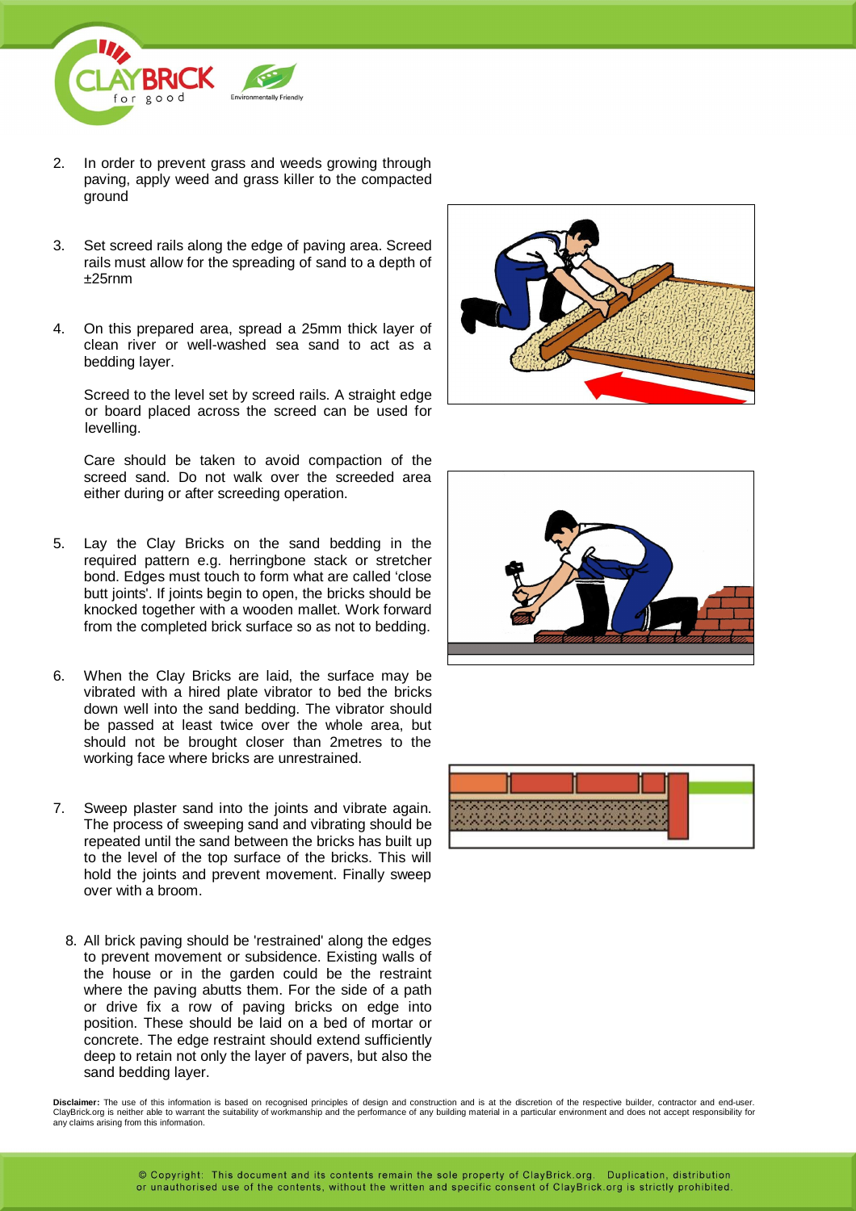2. In order to prevent grass and weeds growing through paving, apply weed and grass killer to the compacted ground

3. Set screed rails along the edge of paving area. Screed rails must allow for the spreading of sand to a depth of ±25rnm

4. On this prepared area, spread a 25mm thick layer of clean river or well-washed sea sand to act as a bedding layer.

   Screed to the level set by screed rails. A straight edge or board placed across the screed can be used for levelling.

   Care should be taken to avoid compaction of the screed sand. Do not walk over the screeded area either during or after screeding operation.

5. Lay the Clay Bricks on the sand bedding in the required pattern e.g. herringbone stack or stretcher bond. Edges must touch to form what are called 'close butt joints'. If joints begin to open, the bricks should be knocked together with a wooden mallet. Work forward from the completed brick surface so as not to bedding.

6. When the Clay Bricks are laid, the surface may be vibrated with a hired plate vibrator to bed the bricks down well into the sand bedding. The vibrator should be passed at least twice over the whole area, but should not be brought closer than 2metres to the working face where bricks are unrestrained.

7. Sweep plaster sand into the joints and vibrate again. The process of sweeping sand and vibrating should be repeated until the sand between the bricks has built up to the level of the top surface of the bricks. This will hold the joints and prevent movement. Finally sweep over with a broom.

8. All brick paving should be 'restrained' along the edges to prevent movement or subsidence. Existing walls of the house or in the garden could be the restraint where the paving abutts them. For the side of a path or drive fix a row of paving bricks on edge into position. These should be laid on a bed of mortar or concrete. The edge restraint should extend sufficiently deep to retain not only the layer of pavers, but also the sand bedding layer.

**Disclaimer:** The use of this information is based on recognised principles of design and construction and is at the discretion of the respective builder, contractor and end-user. ClayBrick.org is neither able to warrant the suitability of workmanship and the performance of any building material in a particular environment and does not accept responsibility for any claims arising from this information.